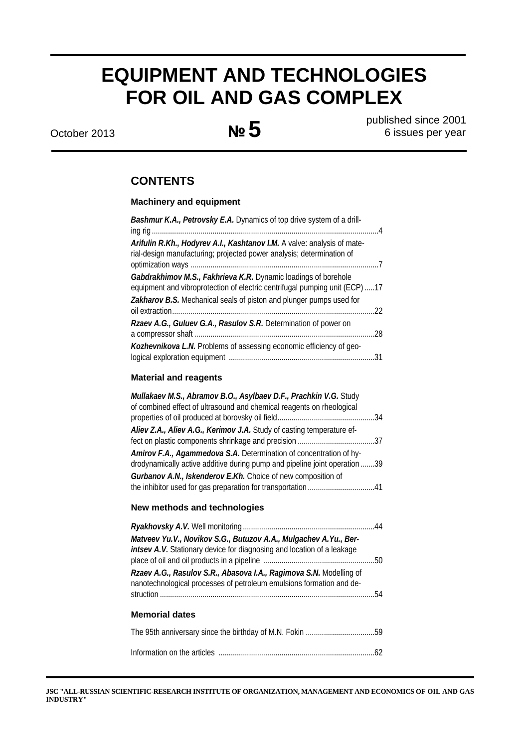# EQUIPMENT AND TECHNOLOGIES FOR OIL AND GAS COMPLEX

October 2013

№ 5

published since 2001
6 issues per year

## CONTENTS

### Machinery and equipment

***Bashmur K.A., Petrovsky E.A.*** Dynamics of top drive system of a drilling rig ....4

***Arifulin R.Kh., Hodyrev A.I., Kashtanov I.M.*** A valve: analysis of material-design manufacturing; projected power analysis; determination of optimization ways ....7

***Gabdrakhimov M.S., Fakhrieva K.R.*** Dynamic loadings of borehole equipment and vibroprotection of electric centrifugal pumping unit (ECP) ....17

***Zakharov B.S.*** Mechanical seals of piston and plunger pumps used for oil extraction ....22

***Rzaev A.G., Guluev G.A., Rasulov S.R.*** Determination of power on a compressor shaft ....28

***Kozhevnikova L.N.*** Problems of assessing economic efficiency of geological exploration equipment ....31

### Material and reagents

***Mullakaev M.S., Abramov B.O., Asylbaev D.F., Prachkin V.G.*** Study of combined effect of ultrasound and chemical reagents on rheological properties of oil produced at borovsky oil field ....34

***Aliev Z.A., Aliev A.G., Kerimov J.A.*** Study of casting temperature effect on plastic components shrinkage and precision ....37

***Amirov F.A., Agammedova S.A.*** Determination of concentration of hydrodynamically active additive during pump and pipeline joint operation ....39

***Gurbanov A.N., Iskenderov E.Kh.*** Choice of new composition of the inhibitor used for gas preparation for transportation ....41

### New methods and technologies

***Ryakhovsky A.V.*** Well monitoring ....44

***Matveev Yu.V., Novikov S.G., Butuzov A.A., Mulgachev A.Yu., Berintsev A.V.*** Stationary device for diagnosing and location of a leakage place of oil and oil products in a pipeline ....50

***Rzaev A.G., Rasulov S.R., Abasova I.A., Ragimova S.N.*** Modelling of nanotechnological processes of petroleum emulsions formation and destruction ....54

### Memorial dates

The 95th anniversary since the birthday of M.N. Fokin ....59

Information on the articles ....62

JSC "ALL-RUSSIAN SCIENTIFIC-RESEARCH INSTITUTE OF ORGANIZATION, MANAGEMENT AND ECONOMICS OF OIL AND GAS INDUSTRY"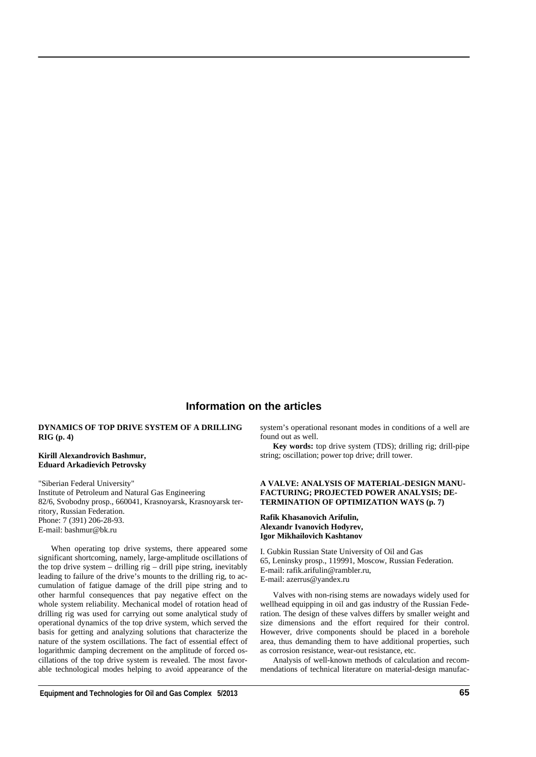# Information on the articles

**DYNAMICS OF TOP DRIVE SYSTEM OF A DRILLING RIG (p. 4)**

**Kirill Alexandrovich Bashmur,**
**Eduard Arkadievich Petrovsky**

"Siberian Federal University"
Institute of Petroleum and Natural Gas Engineering
82/6, Svobodny prosp., 660041, Krasnoyarsk, Krasnoyarsk territory, Russian Federation.
Phone: 7 (391) 206-28-93.
E-mail: bashmur@bk.ru

When operating top drive systems, there appeared some significant shortcoming, namely, large-amplitude oscillations of the top drive system – drilling rig – drill pipe string, inevitably leading to failure of the drive's mounts to the drilling rig, to accumulation of fatigue damage of the drill pipe string and to other harmful consequences that pay negative effect on the whole system reliability. Mechanical model of rotation head of drilling rig was used for carrying out some analytical study of operational dynamics of the top drive system, which served the basis for getting and analyzing solutions that characterize the nature of the system oscillations. The fact of essential effect of logarithmic damping decrement on the amplitude of forced oscillations of the top drive system is revealed. The most favorable technological modes helping to avoid appearance of the system's operational resonant modes in conditions of a well are found out as well.

**Key words:** top drive system (TDS); drilling rig; drill-pipe string; oscillation; power top drive; drill tower.

**A VALVE: ANALYSIS OF MATERIAL-DESIGN MANUFACTURING; PROJECTED POWER ANALYSIS; DETERMINATION OF OPTIMIZATION WAYS (p. 7)**

**Rafik Khasanovich Arifulin,**
**Alexandr Ivanovich Hodyrev,**
**Igor Mikhailovich Kashtanov**

I. Gubkin Russian State University of Oil and Gas
65, Leninsky prosp., 119991, Moscow, Russian Federation.
E-mail: rafik.arifulin@rambler.ru,
E-mail: azerrus@yandex.ru

Valves with non-rising stems are nowadays widely used for wellhead equipping in oil and gas industry of the Russian Federation. The design of these valves differs by smaller weight and size dimensions and the effort required for their control. However, drive components should be placed in a borehole area, thus demanding them to have additional properties, such as corrosion resistance, wear-out resistance, etc.

Analysis of well-known methods of calculation and recommendations of technical literature on material-design manufac-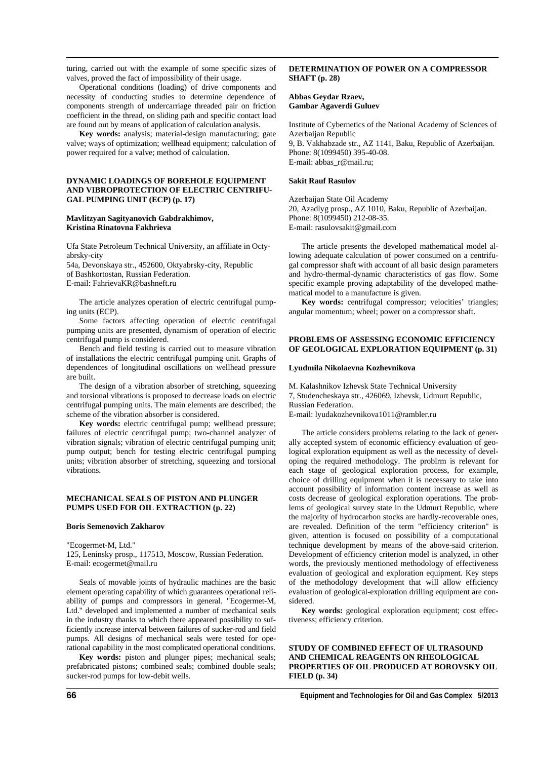turing, carried out with the example of some specific sizes of valves, proved the fact of impossibility of their usage.

Operational conditions (loading) of drive components and necessity of conducting studies to determine dependence of components strength of undercarriage threaded pair on friction coefficient in the thread, on sliding path and specific contact load are found out by means of application of calculation analysis.

**Key words:** analysis; material-design manufacturing; gate valve; ways of optimization; wellhead equipment; calculation of power required for a valve; method of calculation.

### DYNAMIC LOADINGS OF BOREHOLE EQUIPMENT AND VIBROPROTECTION OF ELECTRIC CENTRIFUGAL PUMPING UNIT (ECP) (p. 17)

**Mavlitzyan Sagityanovich Gabdrakhimov, Kristina Rinatovna Fakhrieva**

Ufa State Petroleum Technical University, an affiliate in Octyabrsky-city
54a, Devonskaya str., 452600, Oktyabrsky-city, Republic of Bashkortostan, Russian Federation.
E-mail: FahrievaKR@bashneft.ru

The article analyzes operation of electric centrifugal pumping units (ECP).

Some factors affecting operation of electric centrifugal pumping units are presented, dynamism of operation of electric centrifugal pump is considered.

Bench and field testing is carried out to measure vibration of installations the electric centrifugal pumping unit. Graphs of dependences of longitudinal oscillations on wellhead pressure are built.

The design of a vibration absorber of stretching, squeezing and torsional vibrations is proposed to decrease loads on electric centrifugal pumping units. The main elements are described; the scheme of the vibration absorber is considered.

**Key words:** electric centrifugal pump; wellhead pressure; failures of electric centrifugal pump; two-channel analyzer of vibration signals; vibration of electric centrifugal pumping unit; pump output; bench for testing electric centrifugal pumping units; vibration absorber of stretching, squeezing and torsional vibrations.

### MECHANICAL SEALS OF PISTON AND PLUNGER PUMPS USED FOR OIL EXTRACTION (p. 22)

**Boris Semenovich Zakharov**

"Ecogermet-M, Ltd."
125, Leninsky prosp., 117513, Moscow, Russian Federation.
E-mail: ecogermet@mail.ru

Seals of movable joints of hydraulic machines are the basic element operating capability of which guarantees operational reliability of pumps and compressors in general. "Ecogermet-M, Ltd." developed and implemented a number of mechanical seals in the industry thanks to which there appeared possibility to sufficiently increase interval between failures of sucker-rod and field pumps. All designs of mechanical seals were tested for operational capability in the most complicated operational conditions.

**Key words:** piston and plunger pipes; mechanical seals; prefabricated pistons; combined seals; combined double seals; sucker-rod pumps for low-debit wells.

### DETERMINATION OF POWER ON A COMPRESSOR SHAFT (p. 28)

**Abbas Geydar Rzaev, Gambar Agaverdi Guluev**

Institute of Cybernetics of the National Academy of Sciences of Azerbaijan Republic
9, B. Vakhabzade str., AZ 1141, Baku, Republic of Azerbaijan.
Phone: 8(1099450) 395-40-08.
E-mail: abbas_r@mail.ru;

**Sakit Rauf Rasulov**

Azerbaijan State Oil Academy
20, Azadlyg prosp., AZ 1010, Baku, Republic of Azerbaijan.
Phone: 8(1099450) 212-08-35.
E-mail: rasulovsakit@gmail.com

The article presents the developed mathematical model allowing adequate calculation of power consumed on a centrifugal compressor shaft with account of all basic design parameters and hydro-thermal-dynamic characteristics of gas flow. Some specific example proving adaptability of the developed mathematical model to a manufacture is given.

**Key words:** centrifugal compressor; velocities' triangles; angular momentum; wheel; power on a compressor shaft.

### PROBLEMS OF ASSESSING ECONOMIC EFFICIENCY OF GEOLOGICAL EXPLORATION EQUIPMENT (p. 31)

**Lyudmila Nikolaevna Kozhevnikova**

M. Kalashnikov Izhevsk State Technical University
7, Studencheskaya str., 426069, Izhevsk, Udmurt Republic, Russian Federation.
E-mail: lyudakozhevnikova1011@rambler.ru

The article considers problems relating to the lack of generally accepted system of economic efficiency evaluation of geological exploration equipment as well as the necessity of developing the required methodology. The problrm is relevant for each stage of geological exploration process, for example, choice of drilling equipment when it is necessary to take into account possibility of information content increase as well as costs decrease of geological exploration operations. The problems of geological survey state in the Udmurt Republic, where the majority of hydrocarbon stocks are hardly-recoverable ones, are revealed. Definition of the term "efficiency criterion" is given, attention is focused on possibility of a computational technique development by means of the above-said criterion. Development of efficiency criterion model is analyzed, in other words, the previously mentioned methodology of effectiveness evaluation of geological and exploration equipment. Key steps of the methodology development that will allow efficiency evaluation of geological-exploration drilling equipment are considered.

**Key words:** geological exploration equipment; cost effectiveness; efficiency criterion.

### STUDY OF COMBINED EFFECT OF ULTRASOUND AND CHEMICAL REAGENTS ON RHEOLOGICAL PROPERTIES OF OIL PRODUCED AT BOROVSKY OIL FIELD (p. 34)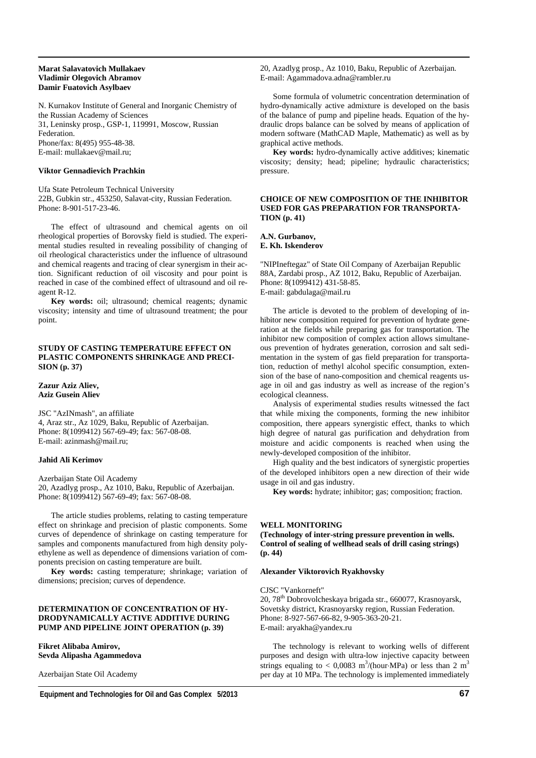**Marat Salavatovich Mullakaev**
**Vladimir Olegovich Abramov**
**Damir Fuatovich Asylbaev**

N. Kurnakov Institute of General and Inorganic Chemistry of the Russian Academy of Sciences
31, Leninsky prosp., GSP-1, 119991, Moscow, Russian Federation.
Phone/fax: 8(495) 955-48-38.
E-mail: mullakaev@mail.ru;

**Viktor Gennadievich Prachkin**

Ufa State Petroleum Technical University
22B, Gubkin str., 453250, Salavat-city, Russian Federation.
Phone: 8-901-517-23-46.

The effect of ultrasound and chemical agents on oil rheological properties of Borovsky field is studied. The experimental studies resulted in revealing possibility of changing of oil rheological characteristics under the influence of ultrasound and chemical reagents and tracing of clear synergism in their action. Significant reduction of oil viscosity and pour point is reached in case of the combined effect of ultrasound and oil reagent R-12.

**Key words:** oil; ultrasound; chemical reagents; dynamic viscosity; intensity and time of ultrasound treatment; the pour point.

### STUDY OF CASTING TEMPERATURE EFFECT ON PLASTIC COMPONENTS SHRINKAGE AND PRECISION (p. 37)

**Zazur Aziz Aliev,**
**Aziz Gusein Aliev**

JSC "AzINmash", an affiliate
4, Araz str., Az 1029, Baku, Republic of Azerbaijan.
Phone: 8(1099412) 567-69-49; fax: 567-08-08.
E-mail: azinmash@mail.ru;

**Jahid Ali Kerimov**

Azerbaijan State Oil Academy
20, Azadlyg prosp., Az 1010, Baku, Republic of Azerbaijan.
Phone: 8(1099412) 567-69-49; fax: 567-08-08.

The article studies problems, relating to casting temperature effect on shrinkage and precision of plastic components. Some curves of dependence of shrinkage on casting temperature for samples and components manufactured from high density polyethylene as well as dependence of dimensions variation of components precision on casting temperature are built.

**Key words:** casting temperature; shrinkage; variation of dimensions; precision; curves of dependence.

### DETERMINATION OF CONCENTRATION OF HYDRODYNAMICALLY ACTIVE ADDITIVE DURING PUMP AND PIPELINE JOINT OPERATION (p. 39)

**Fikret Alibaba Amirov,**
**Sevda Alipasha Agammedova**

Azerbaijan State Oil Academy
20, Azadlyg prosp., Az 1010, Baku, Republic of Azerbaijan.
E-mail: Agammadova.adna@rambler.ru

Some formula of volumetric concentration determination of hydro-dynamically active admixture is developed on the basis of the balance of pump and pipeline heads. Equation of the hydraulic drops balance can be solved by means of application of modern software (MathCAD Maple, Mathematic) as well as by graphical active methods.

**Key words:** hydro-dynamically active additives; kinematic viscosity; density; head; pipeline; hydraulic characteristics; pressure.

### CHOICE OF NEW COMPOSITION OF THE INHIBITOR USED FOR GAS PREPARATION FOR TRANSPORTATION (p. 41)

**A.N. Gurbanov,**
**E. Kh. Iskenderov**

"NIPIneftegaz" of State Oil Company of Azerbaijan Republic
88A, Zardabi prosp., AZ 1012, Baku, Republic of Azerbaijan.
Phone: 8(1099412) 431-58-85.
E-mail: gabdulaga@mail.ru

The article is devoted to the problem of developing of inhibitor new composition required for prevention of hydrate generation at the fields while preparing gas for transportation. The inhibitor new composition of complex action allows simultaneous prevention of hydrates generation, corrosion and salt sedimentation in the system of gas field preparation for transportation, reduction of methyl alcohol specific consumption, extension of the base of nano-composition and chemical reagents usage in oil and gas industry as well as increase of the region's ecological cleanness.

Analysis of experimental studies results witnessed the fact that while mixing the components, forming the new inhibitor composition, there appears synergistic effect, thanks to which high degree of natural gas purification and dehydration from moisture and acidic components is reached when using the newly-developed composition of the inhibitor.

High quality and the best indicators of synergistic properties of the developed inhibitors open a new direction of their wide usage in oil and gas industry.

**Key words:** hydrate; inhibitor; gas; composition; fraction.

## WELL MONITORING

### (Technology of inter-string pressure prevention in wells. Control of sealing of wellhead seals of drill casing strings) (p. 44)

**Alexander Viktorovich Ryakhovsky**

CJSC "Vankorneft"
20, 78th Dobrovolcheskaya brigada str., 660077, Krasnoyarsk, Sovetsky district, Krasnoyarsky region, Russian Federation.
Phone: 8-927-567-66-82, 9-905-363-20-21.
E-mail: aryakha@yandex.ru

The technology is relevant to working wells of different purposes and design with ultra-low injective capacity between strings equaling to < 0,0083 $m^3$/(hour·MPa) or less than 2 $m^3$ per day at 10 MPa. The technology is implemented immediately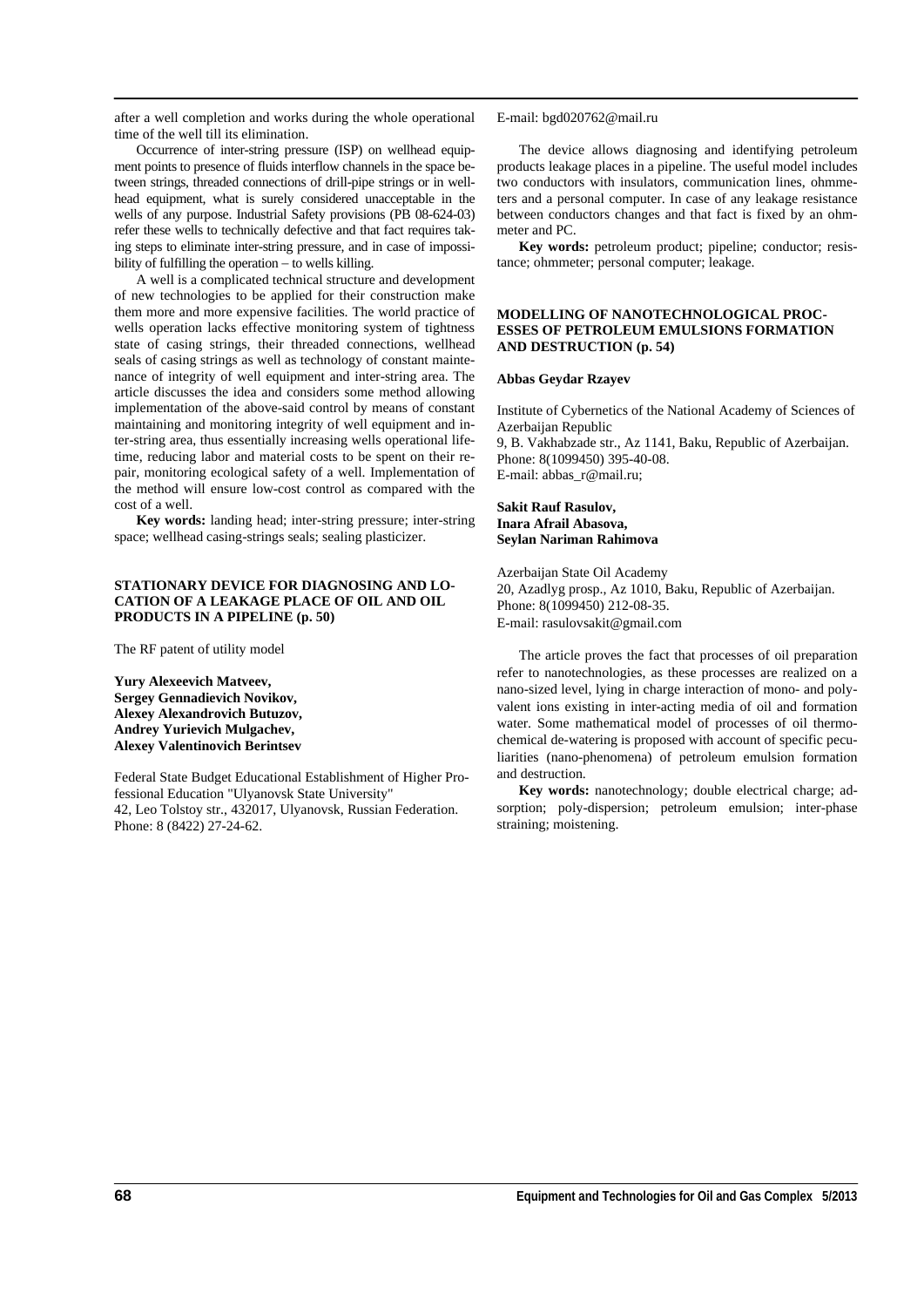after a well completion and works during the whole operational time of the well till its elimination.

Occurrence of inter-string pressure (ISP) on wellhead equipment points to presence of fluids interflow channels in the space between strings, threaded connections of drill-pipe strings or in wellhead equipment, what is surely considered unacceptable in the wells of any purpose. Industrial Safety provisions (PB 08-624-03) refer these wells to technically defective and that fact requires taking steps to eliminate inter-string pressure, and in case of impossibility of fulfilling the operation – to wells killing.

A well is a complicated technical structure and development of new technologies to be applied for their construction make them more and more expensive facilities. The world practice of wells operation lacks effective monitoring system of tightness state of casing strings, their threaded connections, wellhead seals of casing strings as well as technology of constant maintenance of integrity of well equipment and inter-string area. The article discusses the idea and considers some method allowing implementation of the above-said control by means of constant maintaining and monitoring integrity of well equipment and inter-string area, thus essentially increasing wells operational lifetime, reducing labor and material costs to be spent on their repair, monitoring ecological safety of a well. Implementation of the method will ensure low-cost control as compared with the cost of a well.

**Key words:** landing head; inter-string pressure; inter-string space; wellhead casing-strings seals; sealing plasticizer.

### STATIONARY DEVICE FOR DIAGNOSING AND LOCATION OF A LEAKAGE PLACE OF OIL AND OIL PRODUCTS IN A PIPELINE (p. 50)

The RF patent of utility model

**Yury Alexeevich Matveev,**
**Sergey Gennadievich Novikov,**
**Alexey Alexandrovich Butuzov,**
**Andrey Yurievich Mulgachev,**
**Alexey Valentinovich Berintsev**

Federal State Budget Educational Establishment of Higher Professional Education "Ulyanovsk State University"
42, Leo Tolstoy str., 432017, Ulyanovsk, Russian Federation.
Phone: 8 (8422) 27-24-62.
E-mail: bgd020762@mail.ru

The device allows diagnosing and identifying petroleum products leakage places in a pipeline. The useful model includes two conductors with insulators, communication lines, ohmmeters and a personal computer. In case of any leakage resistance between conductors changes and that fact is fixed by an ohmmeter and PC.

**Key words:** petroleum product; pipeline; conductor; resistance; ohmmeter; personal computer; leakage.

### MODELLING OF NANOTECHNOLOGICAL PROCESSES OF PETROLEUM EMULSIONS FORMATION AND DESTRUCTION (p. 54)

**Abbas Geydar Rzayev**

Institute of Cybernetics of the National Academy of Sciences of Azerbaijan Republic
9, B. Vakhabzade str., Az 1141, Baku, Republic of Azerbaijan.
Phone: 8(1099450) 395-40-08.
E-mail: abbas_r@mail.ru;

**Sakit Rauf Rasulov,**
**Inara Afrail Abasova,**
**Seylan Nariman Rahimova**

Azerbaijan State Oil Academy
20, Azadlyg prosp., Az 1010, Baku, Republic of Azerbaijan.
Phone: 8(1099450) 212-08-35.
E-mail: rasulovsakit@gmail.com

The article proves the fact that processes of oil preparation refer to nanotechnologies, as these processes are realized on a nano-sized level, lying in charge interaction of mono- and polyvalent ions existing in inter-acting media of oil and formation water. Some mathematical model of processes of oil thermochemical de-watering is proposed with account of specific peculiarities (nano-phenomena) of petroleum emulsion formation and destruction.

**Key words:** nanotechnology; double electrical charge; adsorption; poly-dispersion; petroleum emulsion; inter-phase straining; moistening.